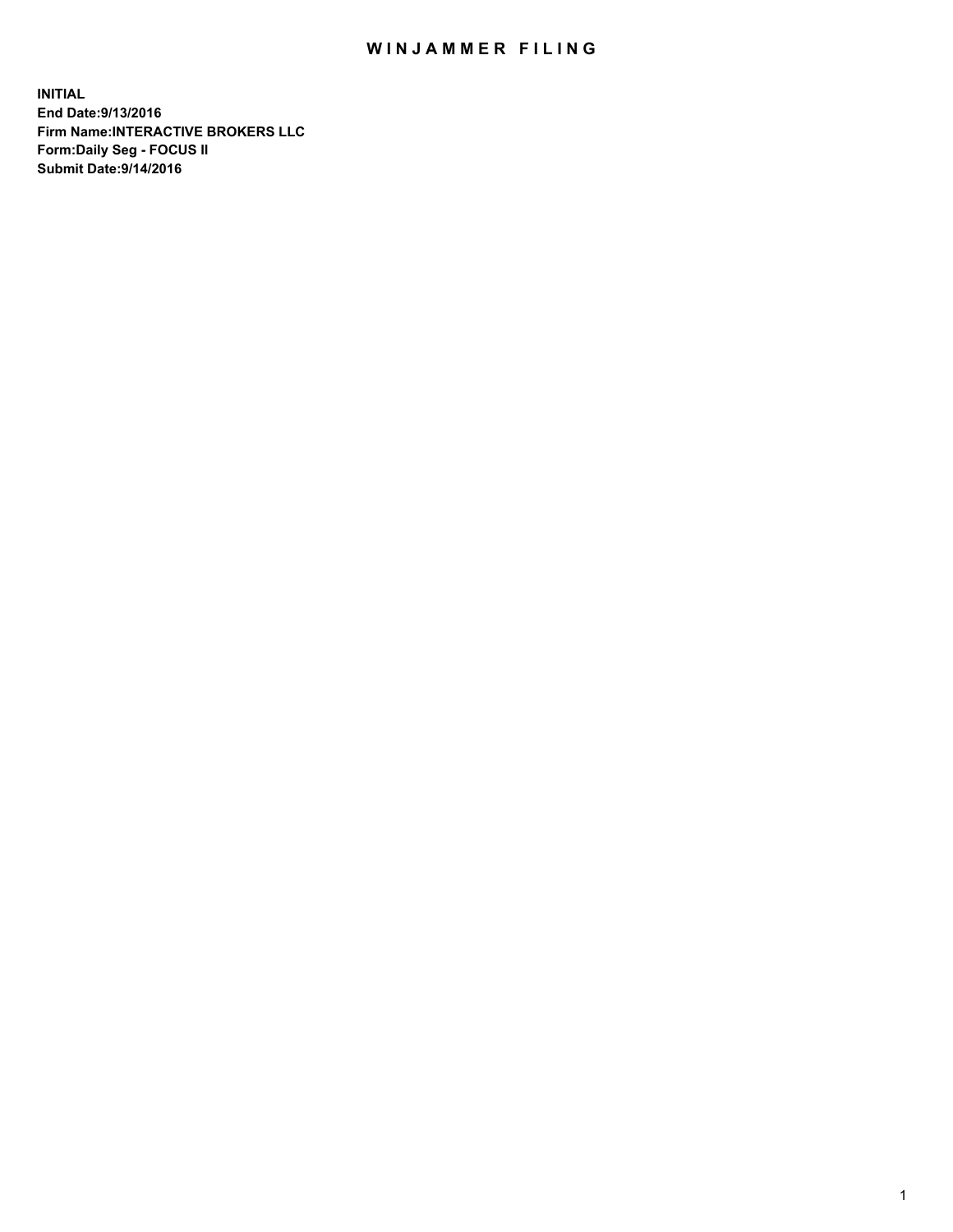# WINJAMMER FILING

**INITIAL**
**End Date:9/13/2016**
**Firm Name:INTERACTIVE BROKERS LLC**
**Form:Daily Seg - FOCUS II**
**Submit Date:9/14/2016**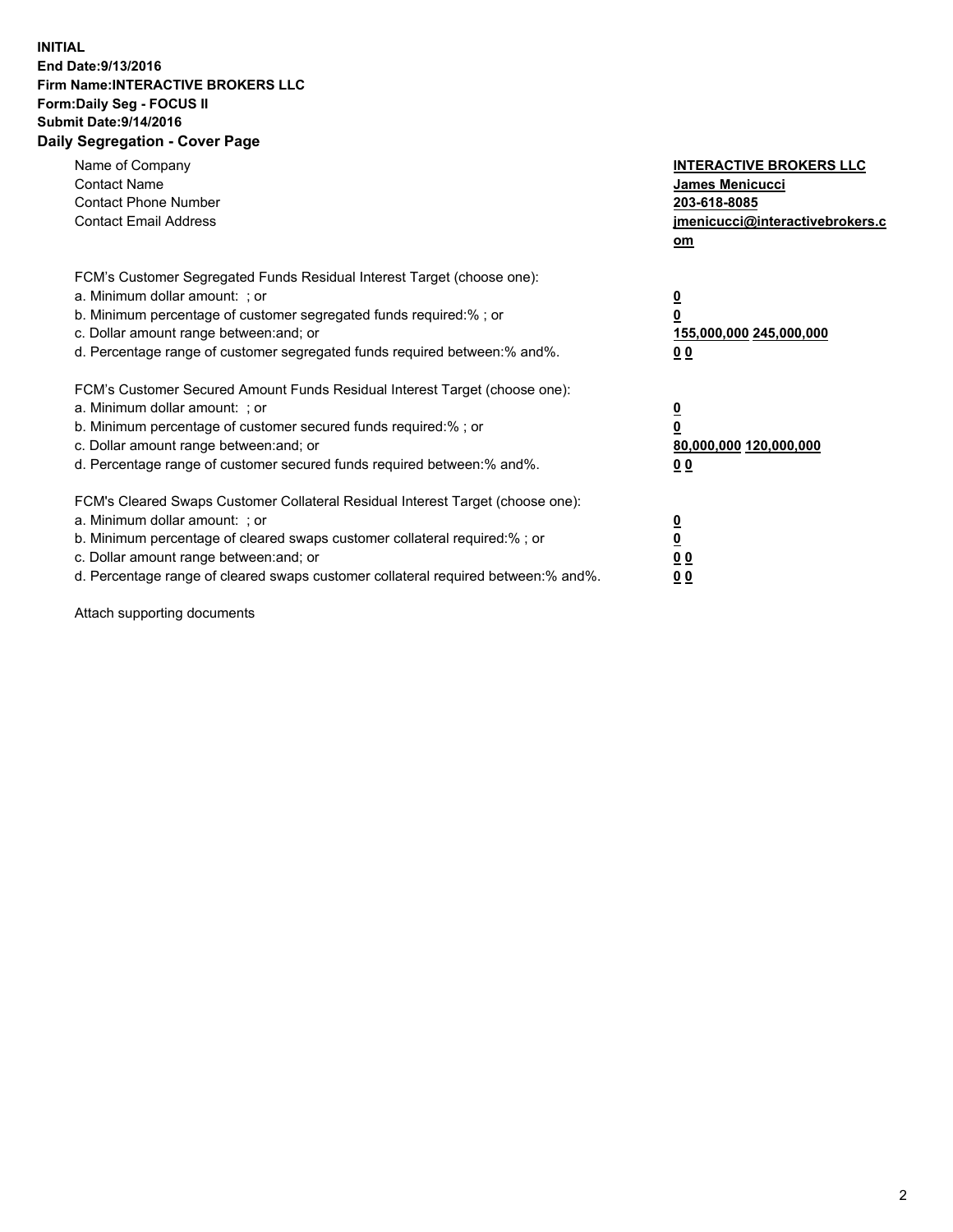**INITIAL**
**End Date:9/13/2016**
**Firm Name:INTERACTIVE BROKERS LLC**
**Form:Daily Seg - FOCUS II**
**Submit Date:9/14/2016**
**Daily Segregation - Cover Page**

| | |
|---|---|
| Name of Company | **INTERACTIVE BROKERS LLC** |
| Contact Name | **James Menicucci** |
| Contact Phone Number | **203-618-8085** |
| Contact Email Address | **jmenicucci@interactivebrokers.com** |

FCM's Customer Segregated Funds Residual Interest Target (choose one):

| | |
|---|---|
| a. Minimum dollar amount: ; or | **0** |
| b. Minimum percentage of customer segregated funds required:% ; or | **0** |
| c. Dollar amount range between:and; or | **155,000,000 245,000,000** |
| d. Percentage range of customer segregated funds required between:% and%. | **0 0** |

FCM's Customer Secured Amount Funds Residual Interest Target (choose one):

| | |
|---|---|
| a. Minimum dollar amount: ; or | **0** |
| b. Minimum percentage of customer secured funds required:% ; or | **0** |
| c. Dollar amount range between:and; or | **80,000,000 120,000,000** |
| d. Percentage range of customer secured funds required between:% and%. | **0 0** |

FCM's Cleared Swaps Customer Collateral Residual Interest Target (choose one):

| | |
|---|---|
| a. Minimum dollar amount: ; or | **0** |
| b. Minimum percentage of cleared swaps customer collateral required:% ; or | **0** |
| c. Dollar amount range between:and; or | **0 0** |
| d. Percentage range of cleared swaps customer collateral required between:% and%. | **0 0** |

Attach supporting documents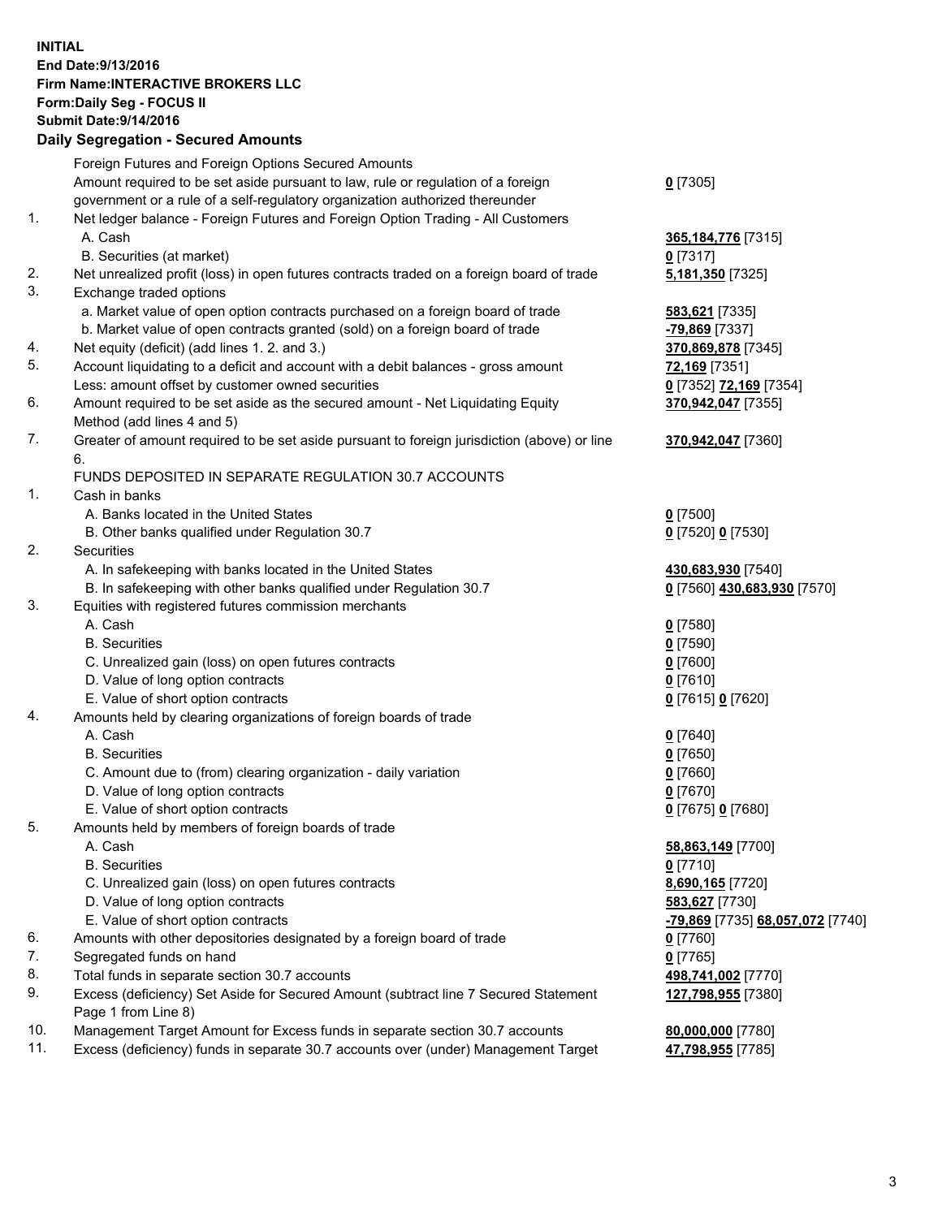**INITIAL**
**End Date:9/13/2016**
**Firm Name:INTERACTIVE BROKERS LLC**
**Form:Daily Seg - FOCUS II**
**Submit Date:9/14/2016**

## Daily Segregation - Secured Amounts

| | | |
|---|---|---|
| | Foreign Futures and Foreign Options Secured Amounts | |
| | Amount required to be set aside pursuant to law, rule or regulation of a foreign government or a rule of a self-regulatory organization authorized thereunder | **0** [7305] |
| 1. | Net ledger balance - Foreign Futures and Foreign Option Trading - All Customers | |
| | A. Cash | **365,184,776** [7315] |
| | B. Securities (at market) | **0** [7317] |
| 2. | Net unrealized profit (loss) in open futures contracts traded on a foreign board of trade | **5,181,350** [7325] |
| 3. | Exchange traded options | |
| | a. Market value of open option contracts purchased on a foreign board of trade | **583,621** [7335] |
| | b. Market value of open contracts granted (sold) on a foreign board of trade | **-79,869** [7337] |
| 4. | Net equity (deficit) (add lines 1. 2. and 3.) | **370,869,878** [7345] |
| 5. | Account liquidating to a deficit and account with a debit balances - gross amount | **72,169** [7351] |
| | Less: amount offset by customer owned securities | **0** [7352] **72,169** [7354] |
| 6. | Amount required to be set aside as the secured amount - Net Liquidating Equity Method (add lines 4 and 5) | **370,942,047** [7355] |
| 7. | Greater of amount required to be set aside pursuant to foreign jurisdiction (above) or line 6. | **370,942,047** [7360] |
| | FUNDS DEPOSITED IN SEPARATE REGULATION 30.7 ACCOUNTS | |
| 1. | Cash in banks | |
| | A. Banks located in the United States | **0** [7500] |
| | B. Other banks qualified under Regulation 30.7 | **0** [7520] **0** [7530] |
| 2. | Securities | |
| | A. In safekeeping with banks located in the United States | **430,683,930** [7540] |
| | B. In safekeeping with other banks qualified under Regulation 30.7 | **0** [7560] **430,683,930** [7570] |
| 3. | Equities with registered futures commission merchants | |
| | A. Cash | **0** [7580] |
| | B. Securities | **0** [7590] |
| | C. Unrealized gain (loss) on open futures contracts | **0** [7600] |
| | D. Value of long option contracts | **0** [7610] |
| | E. Value of short option contracts | **0** [7615] **0** [7620] |
| 4. | Amounts held by clearing organizations of foreign boards of trade | |
| | A. Cash | **0** [7640] |
| | B. Securities | **0** [7650] |
| | C. Amount due to (from) clearing organization - daily variation | **0** [7660] |
| | D. Value of long option contracts | **0** [7670] |
| | E. Value of short option contracts | **0** [7675] **0** [7680] |
| 5. | Amounts held by members of foreign boards of trade | |
| | A. Cash | **58,863,149** [7700] |
| | B. Securities | **0** [7710] |
| | C. Unrealized gain (loss) on open futures contracts | **8,690,165** [7720] |
| | D. Value of long option contracts | **583,627** [7730] |
| | E. Value of short option contracts | **-79,869** [7735] **68,057,072** [7740] |
| 6. | Amounts with other depositories designated by a foreign board of trade | **0** [7760] |
| 7. | Segregated funds on hand | **0** [7765] |
| 8. | Total funds in separate section 30.7 accounts | **498,741,002** [7770] |
| 9. | Excess (deficiency) Set Aside for Secured Amount (subtract line 7 Secured Statement Page 1 from Line 8) | **127,798,955** [7380] |
| 10. | Management Target Amount for Excess funds in separate section 30.7 accounts | **80,000,000** [7780] |
| 11. | Excess (deficiency) funds in separate 30.7 accounts over (under) Management Target | **47,798,955** [7785] |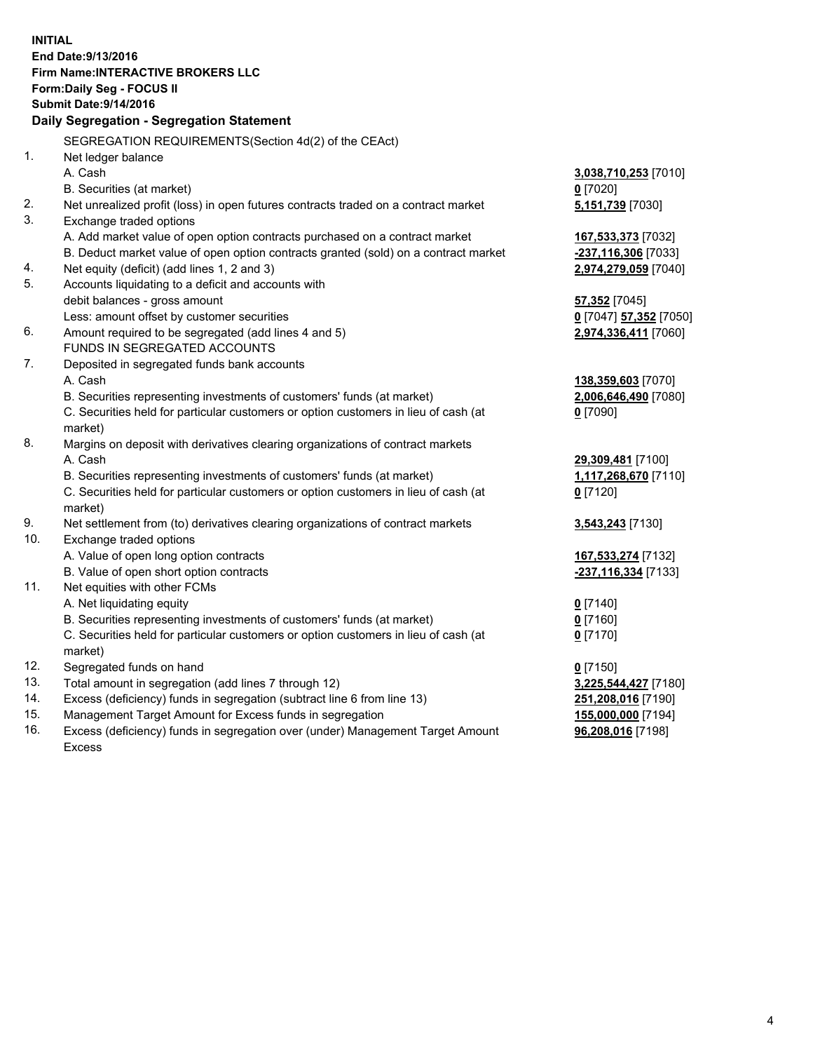**INITIAL**
**End Date:9/13/2016**
**Firm Name:INTERACTIVE BROKERS LLC**
**Form:Daily Seg - FOCUS II**
**Submit Date:9/14/2016**

## Daily Segregation - Segregation Statement

SEGREGATION REQUIREMENTS(Section 4d(2) of the CEAct)

| | | |
|---|---|---|
| 1. | Net ledger balance | |
| | A. Cash | **3,038,710,253** [7010] |
| | B. Securities (at market) | **0** [7020] |
| 2. | Net unrealized profit (loss) in open futures contracts traded on a contract market | **5,151,739** [7030] |
| 3. | Exchange traded options | |
| | A. Add market value of open option contracts purchased on a contract market | **167,533,373** [7032] |
| | B. Deduct market value of open option contracts granted (sold) on a contract market | **-237,116,306** [7033] |
| 4. | Net equity (deficit) (add lines 1, 2 and 3) | **2,974,279,059** [7040] |
| 5. | Accounts liquidating to a deficit and accounts with debit balances - gross amount | **57,352** [7045] |
| | Less: amount offset by customer securities | **0** [7047] **57,352** [7050] |
| 6. | Amount required to be segregated (add lines 4 and 5) | **2,974,336,411** [7060] |
| | FUNDS IN SEGREGATED ACCOUNTS | |
| 7. | Deposited in segregated funds bank accounts | |
| | A. Cash | **138,359,603** [7070] |
| | B. Securities representing investments of customers' funds (at market) | **2,006,646,490** [7080] |
| | C. Securities held for particular customers or option customers in lieu of cash (at market) | **0** [7090] |
| 8. | Margins on deposit with derivatives clearing organizations of contract markets | |
| | A. Cash | **29,309,481** [7100] |
| | B. Securities representing investments of customers' funds (at market) | **1,117,268,670** [7110] |
| | C. Securities held for particular customers or option customers in lieu of cash (at market) | **0** [7120] |
| 9. | Net settlement from (to) derivatives clearing organizations of contract markets | **3,543,243** [7130] |
| 10. | Exchange traded options | |
| | A. Value of open long option contracts | **167,533,274** [7132] |
| | B. Value of open short option contracts | **-237,116,334** [7133] |
| 11. | Net equities with other FCMs | |
| | A. Net liquidating equity | **0** [7140] |
| | B. Securities representing investments of customers' funds (at market) | **0** [7160] |
| | C. Securities held for particular customers or option customers in lieu of cash (at market) | **0** [7170] |
| 12. | Segregated funds on hand | **0** [7150] |
| 13. | Total amount in segregation (add lines 7 through 12) | **3,225,544,427** [7180] |
| 14. | Excess (deficiency) funds in segregation (subtract line 6 from line 13) | **251,208,016** [7190] |
| 15. | Management Target Amount for Excess funds in segregation | **155,000,000** [7194] |
| 16. | Excess (deficiency) funds in segregation over (under) Management Target Amount Excess | **96,208,016** [7198] |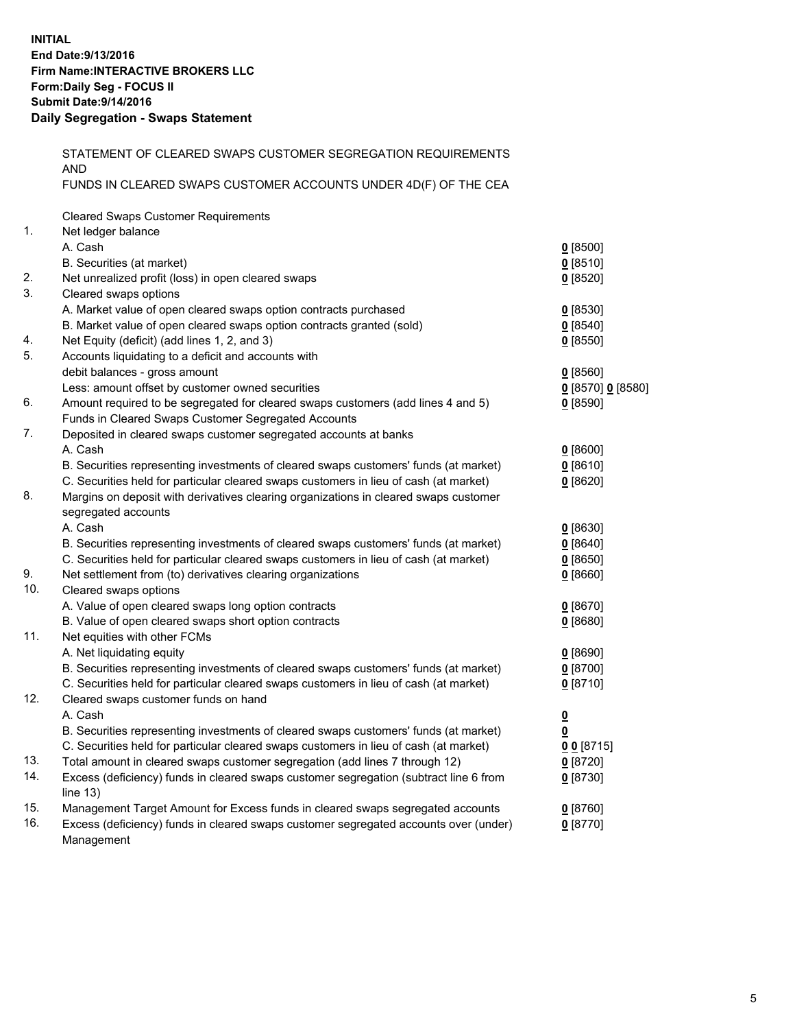**INITIAL**
**End Date:9/13/2016**
**Firm Name:INTERACTIVE BROKERS LLC**
**Form:Daily Seg - FOCUS II**
**Submit Date:9/14/2016**
**Daily Segregation - Swaps Statement**

STATEMENT OF CLEARED SWAPS CUSTOMER SEGREGATION REQUIREMENTS
AND
FUNDS IN CLEARED SWAPS CUSTOMER ACCOUNTS UNDER 4D(F) OF THE CEA

| | | |
|---|---|---|
| | Cleared Swaps Customer Requirements | |
| 1. | Net ledger balance | |
| | A. Cash | 0 [8500] |
| | B. Securities (at market) | 0 [8510] |
| 2. | Net unrealized profit (loss) in open cleared swaps | 0 [8520] |
| 3. | Cleared swaps options | |
| | A. Market value of open cleared swaps option contracts purchased | 0 [8530] |
| | B. Market value of open cleared swaps option contracts granted (sold) | 0 [8540] |
| 4. | Net Equity (deficit) (add lines 1, 2, and 3) | 0 [8550] |
| 5. | Accounts liquidating to a deficit and accounts with | |
| | debit balances - gross amount | 0 [8560] |
| | Less: amount offset by customer owned securities | 0 [8570] 0 [8580] |
| 6. | Amount required to be segregated for cleared swaps customers (add lines 4 and 5) | 0 [8590] |
| | Funds in Cleared Swaps Customer Segregated Accounts | |
| 7. | Deposited in cleared swaps customer segregated accounts at banks | |
| | A. Cash | 0 [8600] |
| | B. Securities representing investments of cleared swaps customers' funds (at market) | 0 [8610] |
| | C. Securities held for particular cleared swaps customers in lieu of cash (at market) | 0 [8620] |
| 8. | Margins on deposit with derivatives clearing organizations in cleared swaps customer segregated accounts | |
| | A. Cash | 0 [8630] |
| | B. Securities representing investments of cleared swaps customers' funds (at market) | 0 [8640] |
| | C. Securities held for particular cleared swaps customers in lieu of cash (at market) | 0 [8650] |
| 9. | Net settlement from (to) derivatives clearing organizations | 0 [8660] |
| 10. | Cleared swaps options | |
| | A. Value of open cleared swaps long option contracts | 0 [8670] |
| | B. Value of open cleared swaps short option contracts | 0 [8680] |
| 11. | Net equities with other FCMs | |
| | A. Net liquidating equity | 0 [8690] |
| | B. Securities representing investments of cleared swaps customers' funds (at market) | 0 [8700] |
| | C. Securities held for particular cleared swaps customers in lieu of cash (at market) | 0 [8710] |
| 12. | Cleared swaps customer funds on hand | |
| | A. Cash | 0 |
| | B. Securities representing investments of cleared swaps customers' funds (at market) | 0 |
| | C. Securities held for particular cleared swaps customers in lieu of cash (at market) | 0 0 [8715] |
| 13. | Total amount in cleared swaps customer segregation (add lines 7 through 12) | 0 [8720] |
| 14. | Excess (deficiency) funds in cleared swaps customer segregation (subtract line 6 from line 13) | 0 [8730] |
| 15. | Management Target Amount for Excess funds in cleared swaps segregated accounts | 0 [8760] |
| 16. | Excess (deficiency) funds in cleared swaps customer segregated accounts over (under) Management | 0 [8770] |